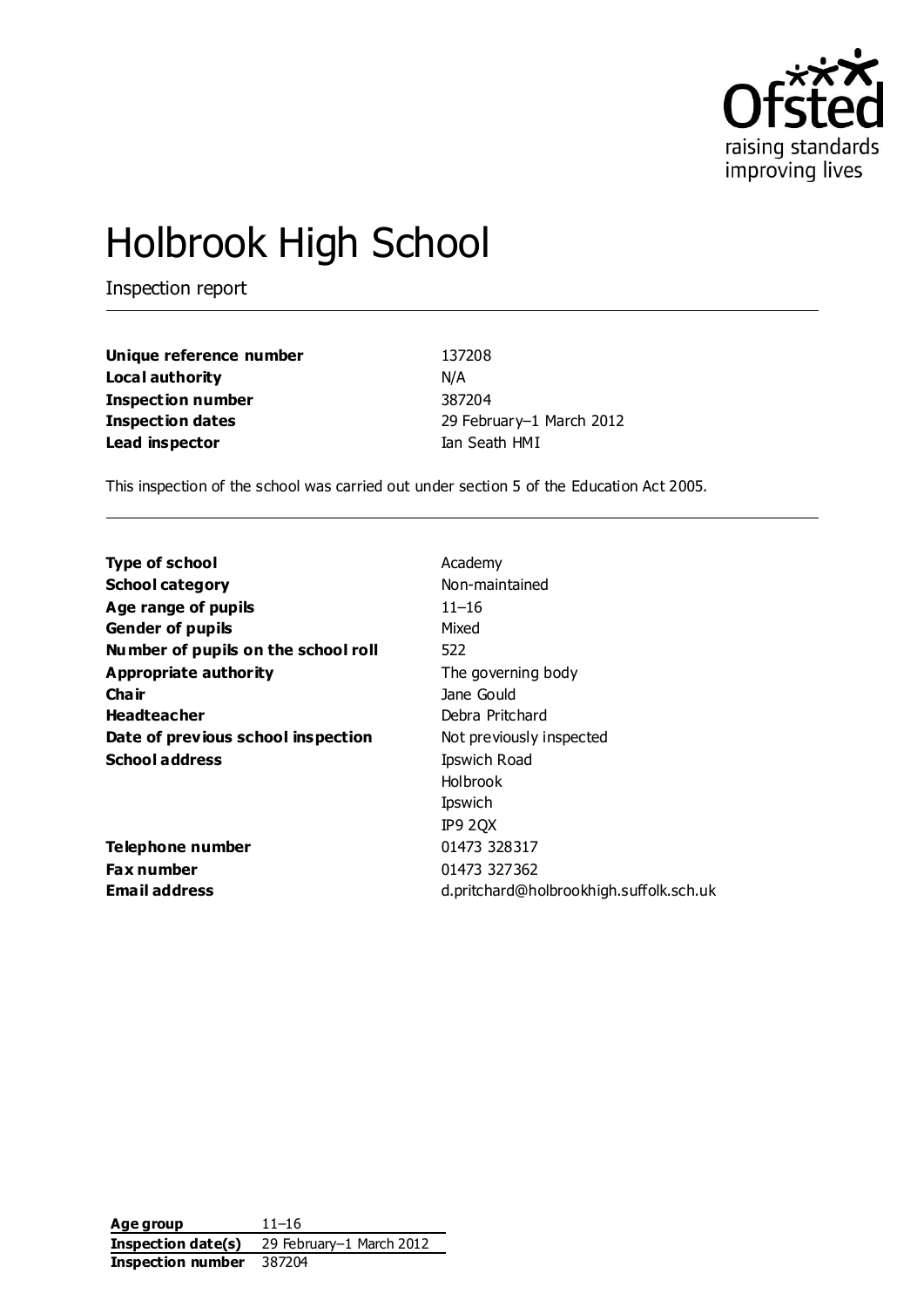# Holbrook High School

Inspection report

| | |
|---|---|
| **Unique reference number** | 137208 |
| **Local authority** | N/A |
| **Inspection number** | 387204 |
| **Inspection dates** | 29 February–1 March 2012 |
| **Lead inspector** | Ian Seath HMI |

This inspection of the school was carried out under section 5 of the Education Act 2005.

| | |
|---|---|
| **Type of school** | Academy |
| **School category** | Non-maintained |
| **Age range of pupils** | 11–16 |
| **Gender of pupils** | Mixed |
| **Number of pupils on the school roll** | 522 |
| **Appropriate authority** | The governing body |
| **Chair** | Jane Gould |
| **Headteacher** | Debra Pritchard |
| **Date of previous school inspection** | Not previously inspected |
| **School address** | Ipswich Road<br>Holbrook<br>Ipswich<br>IP9 2QX |
| **Telephone number** | 01473 328317 |
| **Fax number** | 01473 327362 |
| **Email address** | d.pritchard@holbrookhigh.suffolk.sch.uk |

| | |
|---|---|
| **Age group** | 11–16 |
| **Inspection date(s)** | 29 February–1 March 2012 |
| **Inspection number** | 387204 |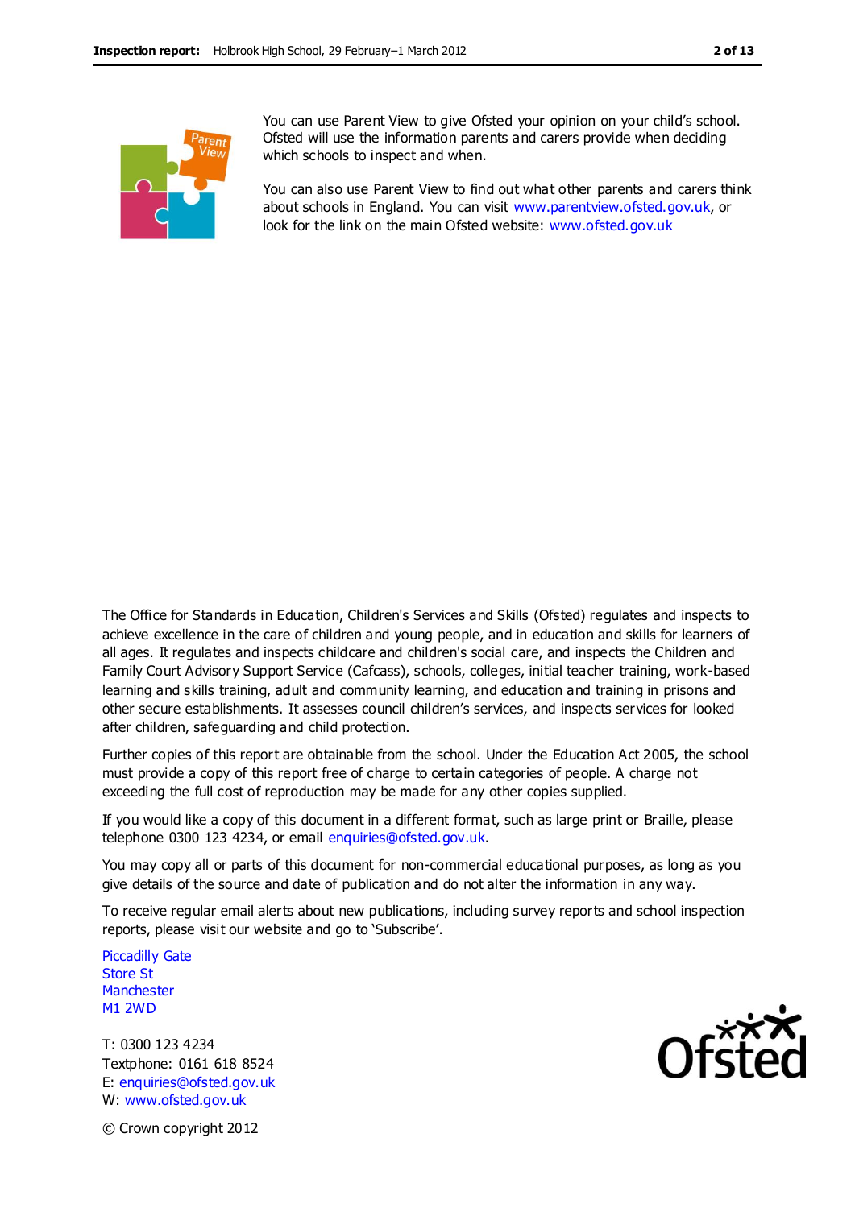You can use Parent View to give Ofsted your opinion on your child's school. Ofsted will use the information parents and carers provide when deciding which schools to inspect and when.

You can also use Parent View to find out what other parents and carers think about schools in England. You can visit www.parentview.ofsted.gov.uk, or look for the link on the main Ofsted website: www.ofsted.gov.uk

The Office for Standards in Education, Children's Services and Skills (Ofsted) regulates and inspects to achieve excellence in the care of children and young people, and in education and skills for learners of all ages. It regulates and inspects childcare and children's social care, and inspects the Children and Family Court Advisory Support Service (Cafcass), schools, colleges, initial teacher training, work-based learning and skills training, adult and community learning, and education and training in prisons and other secure establishments. It assesses council children's services, and inspects services for looked after children, safeguarding and child protection.

Further copies of this report are obtainable from the school. Under the Education Act 2005, the school must provide a copy of this report free of charge to certain categories of people. A charge not exceeding the full cost of reproduction may be made for any other copies supplied.

If you would like a copy of this document in a different format, such as large print or Braille, please telephone 0300 123 4234, or email enquiries@ofsted.gov.uk.

You may copy all or parts of this document for non-commercial educational purposes, as long as you give details of the source and date of publication and do not alter the information in any way.

To receive regular email alerts about new publications, including survey reports and school inspection reports, please visit our website and go to 'Subscribe'.

Piccadilly Gate
Store St
Manchester
M1 2WD

T: 0300 123 4234
Textphone: 0161 618 8524
E: enquiries@ofsted.gov.uk
W: www.ofsted.gov.uk

© Crown copyright 2012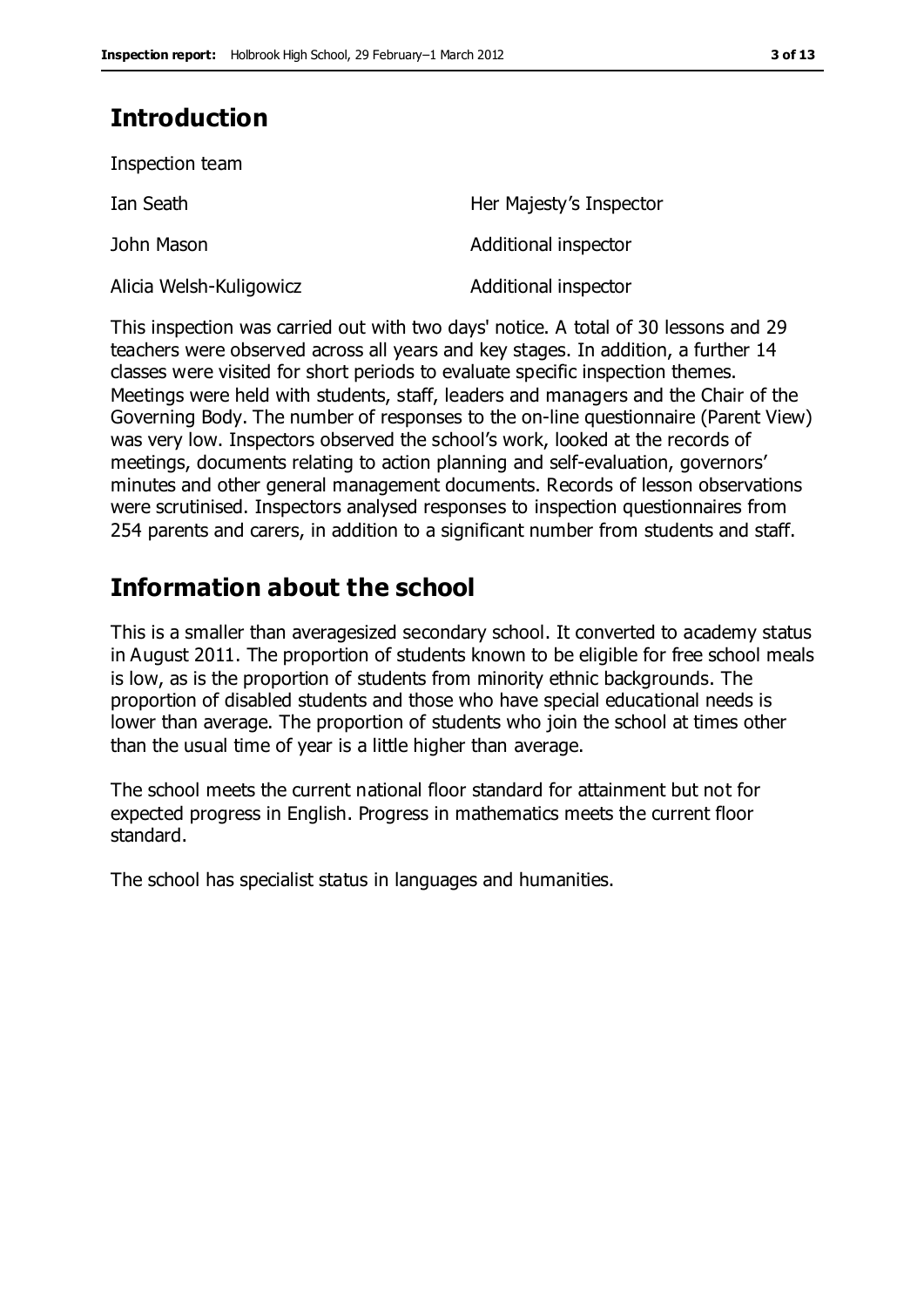## Introduction

Inspection team

| | |
|---|---|
| Ian Seath | Her Majesty's Inspector |
| John Mason | Additional inspector |
| Alicia Welsh-Kuligowicz | Additional inspector |

This inspection was carried out with two days' notice. A total of 30 lessons and 29 teachers were observed across all years and key stages. In addition, a further 14 classes were visited for short periods to evaluate specific inspection themes. Meetings were held with students, staff, leaders and managers and the Chair of the Governing Body. The number of responses to the on-line questionnaire (Parent View) was very low. Inspectors observed the school's work, looked at the records of meetings, documents relating to action planning and self-evaluation, governors' minutes and other general management documents. Records of lesson observations were scrutinised. Inspectors analysed responses to inspection questionnaires from 254 parents and carers, in addition to a significant number from students and staff.

## Information about the school

This is a smaller than averagesized secondary school. It converted to academy status in August 2011. The proportion of students known to be eligible for free school meals is low, as is the proportion of students from minority ethnic backgrounds. The proportion of disabled students and those who have special educational needs is lower than average. The proportion of students who join the school at times other than the usual time of year is a little higher than average.

The school meets the current national floor standard for attainment but not for expected progress in English. Progress in mathematics meets the current floor standard.

The school has specialist status in languages and humanities.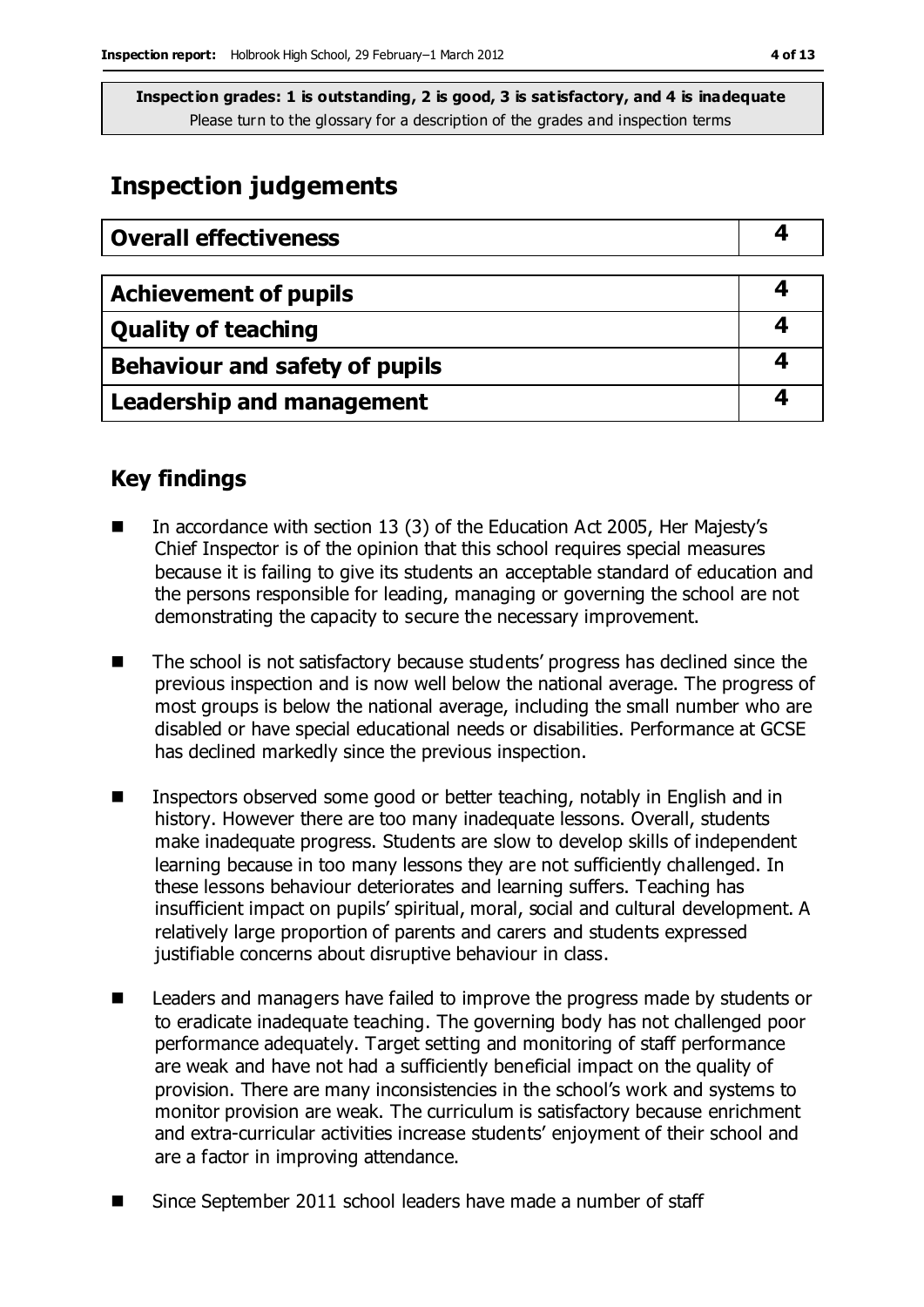**Inspection grades: 1 is outstanding, 2 is good, 3 is satisfactory, and 4 is inadequate**
Please turn to the glossary for a description of the grades and inspection terms

# Inspection judgements

| Overall effectiveness | 4 |
|---|---|

| Achievement of pupils | 4 |
|---|---|
| Quality of teaching | 4 |
| Behaviour and safety of pupils | 4 |
| Leadership and management | 4 |

## Key findings

- In accordance with section 13 (3) of the Education Act 2005, Her Majesty's Chief Inspector is of the opinion that this school requires special measures because it is failing to give its students an acceptable standard of education and the persons responsible for leading, managing or governing the school are not demonstrating the capacity to secure the necessary improvement.
- The school is not satisfactory because students' progress has declined since the previous inspection and is now well below the national average. The progress of most groups is below the national average, including the small number who are disabled or have special educational needs or disabilities. Performance at GCSE has declined markedly since the previous inspection.
- Inspectors observed some good or better teaching, notably in English and in history. However there are too many inadequate lessons. Overall, students make inadequate progress. Students are slow to develop skills of independent learning because in too many lessons they are not sufficiently challenged. In these lessons behaviour deteriorates and learning suffers. Teaching has insufficient impact on pupils' spiritual, moral, social and cultural development. A relatively large proportion of parents and carers and students expressed justifiable concerns about disruptive behaviour in class.
- Leaders and managers have failed to improve the progress made by students or to eradicate inadequate teaching. The governing body has not challenged poor performance adequately. Target setting and monitoring of staff performance are weak and have not had a sufficiently beneficial impact on the quality of provision. There are many inconsistencies in the school's work and systems to monitor provision are weak. The curriculum is satisfactory because enrichment and extra-curricular activities increase students' enjoyment of their school and are a factor in improving attendance.
- Since September 2011 school leaders have made a number of staff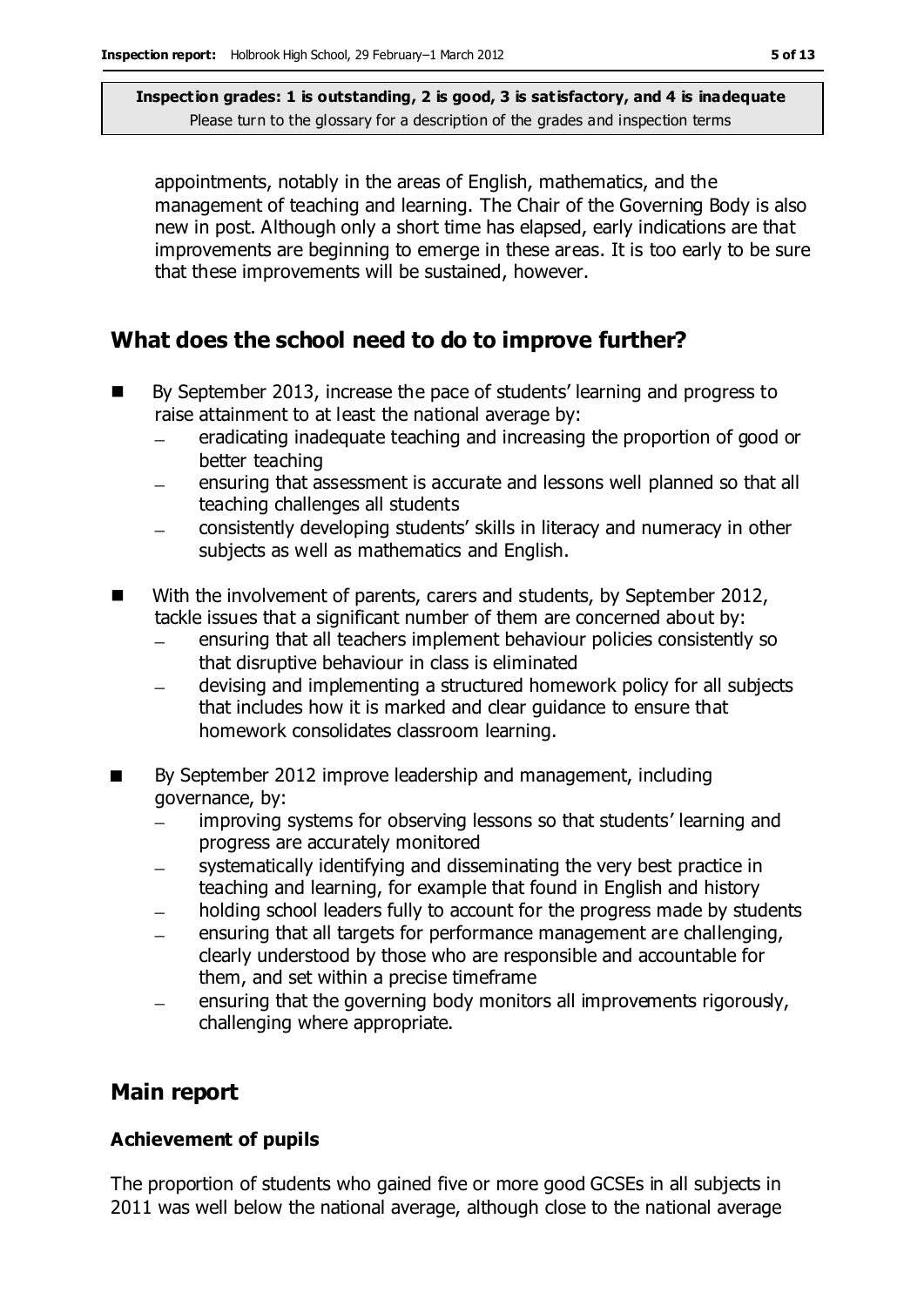appointments, notably in the areas of English, mathematics, and the management of teaching and learning. The Chair of the Governing Body is also new in post. Although only a short time has elapsed, early indications are that improvements are beginning to emerge in these areas. It is too early to be sure that these improvements will be sustained, however.

## What does the school need to do to improve further?

- By September 2013, increase the pace of students' learning and progress to raise attainment to at least the national average by:
  - eradicating inadequate teaching and increasing the proportion of good or better teaching
  - ensuring that assessment is accurate and lessons well planned so that all teaching challenges all students
  - consistently developing students' skills in literacy and numeracy in other subjects as well as mathematics and English.
- With the involvement of parents, carers and students, by September 2012, tackle issues that a significant number of them are concerned about by:
  - ensuring that all teachers implement behaviour policies consistently so that disruptive behaviour in class is eliminated
  - devising and implementing a structured homework policy for all subjects that includes how it is marked and clear guidance to ensure that homework consolidates classroom learning.
- By September 2012 improve leadership and management, including governance, by:
  - improving systems for observing lessons so that students' learning and progress are accurately monitored
  - systematically identifying and disseminating the very best practice in teaching and learning, for example that found in English and history
  - holding school leaders fully to account for the progress made by students
  - ensuring that all targets for performance management are challenging, clearly understood by those who are responsible and accountable for them, and set within a precise timeframe
  - ensuring that the governing body monitors all improvements rigorously, challenging where appropriate.

## Main report

### Achievement of pupils

The proportion of students who gained five or more good GCSEs in all subjects in 2011 was well below the national average, although close to the national average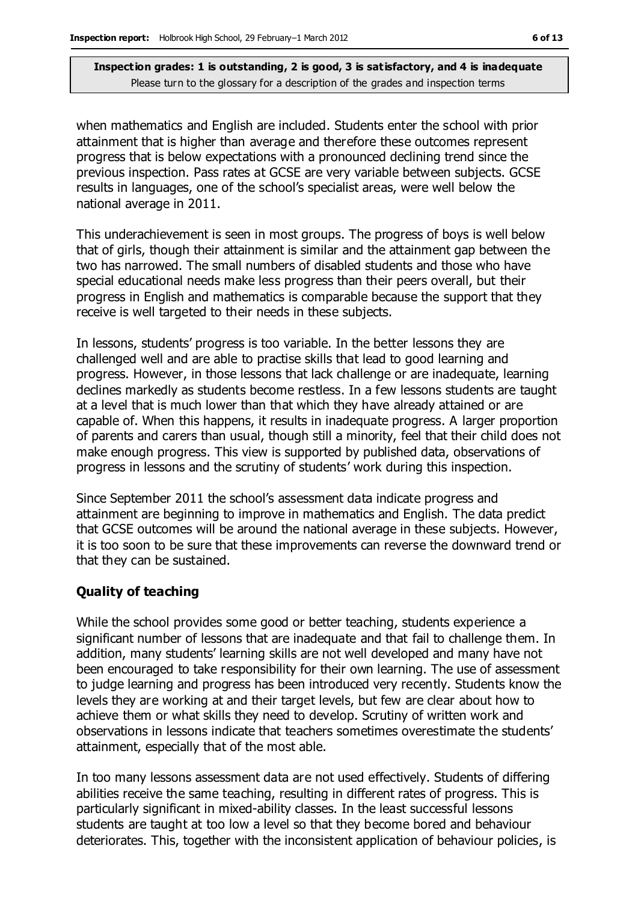when mathematics and English are included. Students enter the school with prior attainment that is higher than average and therefore these outcomes represent progress that is below expectations with a pronounced declining trend since the previous inspection. Pass rates at GCSE are very variable between subjects. GCSE results in languages, one of the school's specialist areas, were well below the national average in 2011.

This underachievement is seen in most groups. The progress of boys is well below that of girls, though their attainment is similar and the attainment gap between the two has narrowed. The small numbers of disabled students and those who have special educational needs make less progress than their peers overall, but their progress in English and mathematics is comparable because the support that they receive is well targeted to their needs in these subjects.

In lessons, students' progress is too variable. In the better lessons they are challenged well and are able to practise skills that lead to good learning and progress. However, in those lessons that lack challenge or are inadequate, learning declines markedly as students become restless. In a few lessons students are taught at a level that is much lower than that which they have already attained or are capable of. When this happens, it results in inadequate progress. A larger proportion of parents and carers than usual, though still a minority, feel that their child does not make enough progress. This view is supported by published data, observations of progress in lessons and the scrutiny of students' work during this inspection.

Since September 2011 the school's assessment data indicate progress and attainment are beginning to improve in mathematics and English. The data predict that GCSE outcomes will be around the national average in these subjects. However, it is too soon to be sure that these improvements can reverse the downward trend or that they can be sustained.

### Quality of teaching

While the school provides some good or better teaching, students experience a significant number of lessons that are inadequate and that fail to challenge them. In addition, many students' learning skills are not well developed and many have not been encouraged to take responsibility for their own learning. The use of assessment to judge learning and progress has been introduced very recently. Students know the levels they are working at and their target levels, but few are clear about how to achieve them or what skills they need to develop. Scrutiny of written work and observations in lessons indicate that teachers sometimes overestimate the students' attainment, especially that of the most able.

In too many lessons assessment data are not used effectively. Students of differing abilities receive the same teaching, resulting in different rates of progress. This is particularly significant in mixed-ability classes. In the least successful lessons students are taught at too low a level so that they become bored and behaviour deteriorates. This, together with the inconsistent application of behaviour policies, is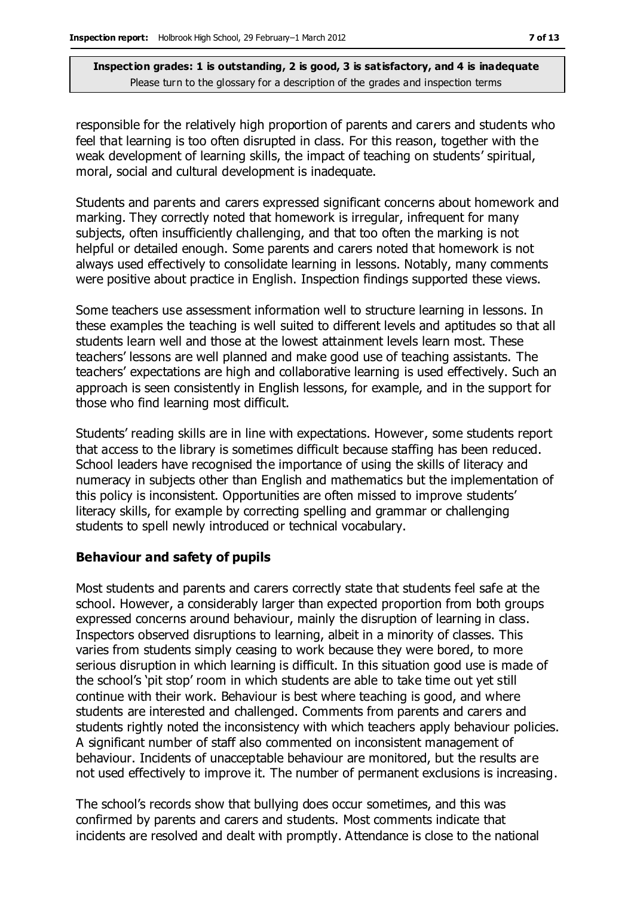responsible for the relatively high proportion of parents and carers and students who feel that learning is too often disrupted in class. For this reason, together with the weak development of learning skills, the impact of teaching on students' spiritual, moral, social and cultural development is inadequate.

Students and parents and carers expressed significant concerns about homework and marking. They correctly noted that homework is irregular, infrequent for many subjects, often insufficiently challenging, and that too often the marking is not helpful or detailed enough. Some parents and carers noted that homework is not always used effectively to consolidate learning in lessons. Notably, many comments were positive about practice in English. Inspection findings supported these views.

Some teachers use assessment information well to structure learning in lessons. In these examples the teaching is well suited to different levels and aptitudes so that all students learn well and those at the lowest attainment levels learn most. These teachers' lessons are well planned and make good use of teaching assistants. The teachers' expectations are high and collaborative learning is used effectively. Such an approach is seen consistently in English lessons, for example, and in the support for those who find learning most difficult.

Students' reading skills are in line with expectations. However, some students report that access to the library is sometimes difficult because staffing has been reduced. School leaders have recognised the importance of using the skills of literacy and numeracy in subjects other than English and mathematics but the implementation of this policy is inconsistent. Opportunities are often missed to improve students' literacy skills, for example by correcting spelling and grammar or challenging students to spell newly introduced or technical vocabulary.

### Behaviour and safety of pupils

Most students and parents and carers correctly state that students feel safe at the school. However, a considerably larger than expected proportion from both groups expressed concerns around behaviour, mainly the disruption of learning in class. Inspectors observed disruptions to learning, albeit in a minority of classes. This varies from students simply ceasing to work because they were bored, to more serious disruption in which learning is difficult. In this situation good use is made of the school's 'pit stop' room in which students are able to take time out yet still continue with their work. Behaviour is best where teaching is good, and where students are interested and challenged. Comments from parents and carers and students rightly noted the inconsistency with which teachers apply behaviour policies. A significant number of staff also commented on inconsistent management of behaviour. Incidents of unacceptable behaviour are monitored, but the results are not used effectively to improve it. The number of permanent exclusions is increasing.

The school's records show that bullying does occur sometimes, and this was confirmed by parents and carers and students. Most comments indicate that incidents are resolved and dealt with promptly. Attendance is close to the national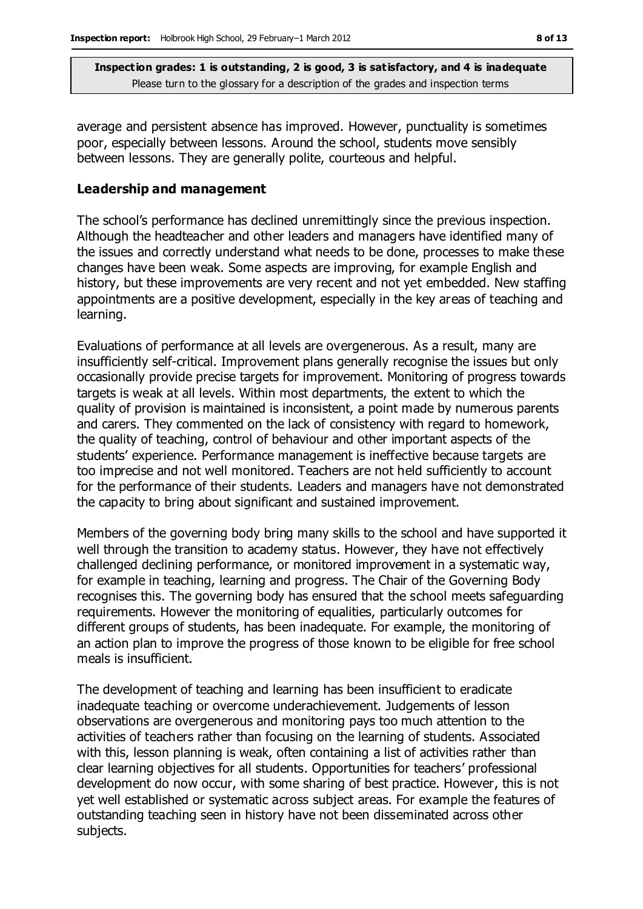average and persistent absence has improved. However, punctuality is sometimes poor, especially between lessons. Around the school, students move sensibly between lessons. They are generally polite, courteous and helpful.

### Leadership and management

The school's performance has declined unremittingly since the previous inspection. Although the headteacher and other leaders and managers have identified many of the issues and correctly understand what needs to be done, processes to make these changes have been weak. Some aspects are improving, for example English and history, but these improvements are very recent and not yet embedded. New staffing appointments are a positive development, especially in the key areas of teaching and learning.

Evaluations of performance at all levels are overgenerous. As a result, many are insufficiently self-critical. Improvement plans generally recognise the issues but only occasionally provide precise targets for improvement. Monitoring of progress towards targets is weak at all levels. Within most departments, the extent to which the quality of provision is maintained is inconsistent, a point made by numerous parents and carers. They commented on the lack of consistency with regard to homework, the quality of teaching, control of behaviour and other important aspects of the students' experience. Performance management is ineffective because targets are too imprecise and not well monitored. Teachers are not held sufficiently to account for the performance of their students. Leaders and managers have not demonstrated the capacity to bring about significant and sustained improvement.

Members of the governing body bring many skills to the school and have supported it well through the transition to academy status. However, they have not effectively challenged declining performance, or monitored improvement in a systematic way, for example in teaching, learning and progress. The Chair of the Governing Body recognises this. The governing body has ensured that the school meets safeguarding requirements. However the monitoring of equalities, particularly outcomes for different groups of students, has been inadequate. For example, the monitoring of an action plan to improve the progress of those known to be eligible for free school meals is insufficient.

The development of teaching and learning has been insufficient to eradicate inadequate teaching or overcome underachievement. Judgements of lesson observations are overgenerous and monitoring pays too much attention to the activities of teachers rather than focusing on the learning of students. Associated with this, lesson planning is weak, often containing a list of activities rather than clear learning objectives for all students. Opportunities for teachers' professional development do now occur, with some sharing of best practice. However, this is not yet well established or systematic across subject areas. For example the features of outstanding teaching seen in history have not been disseminated across other subjects.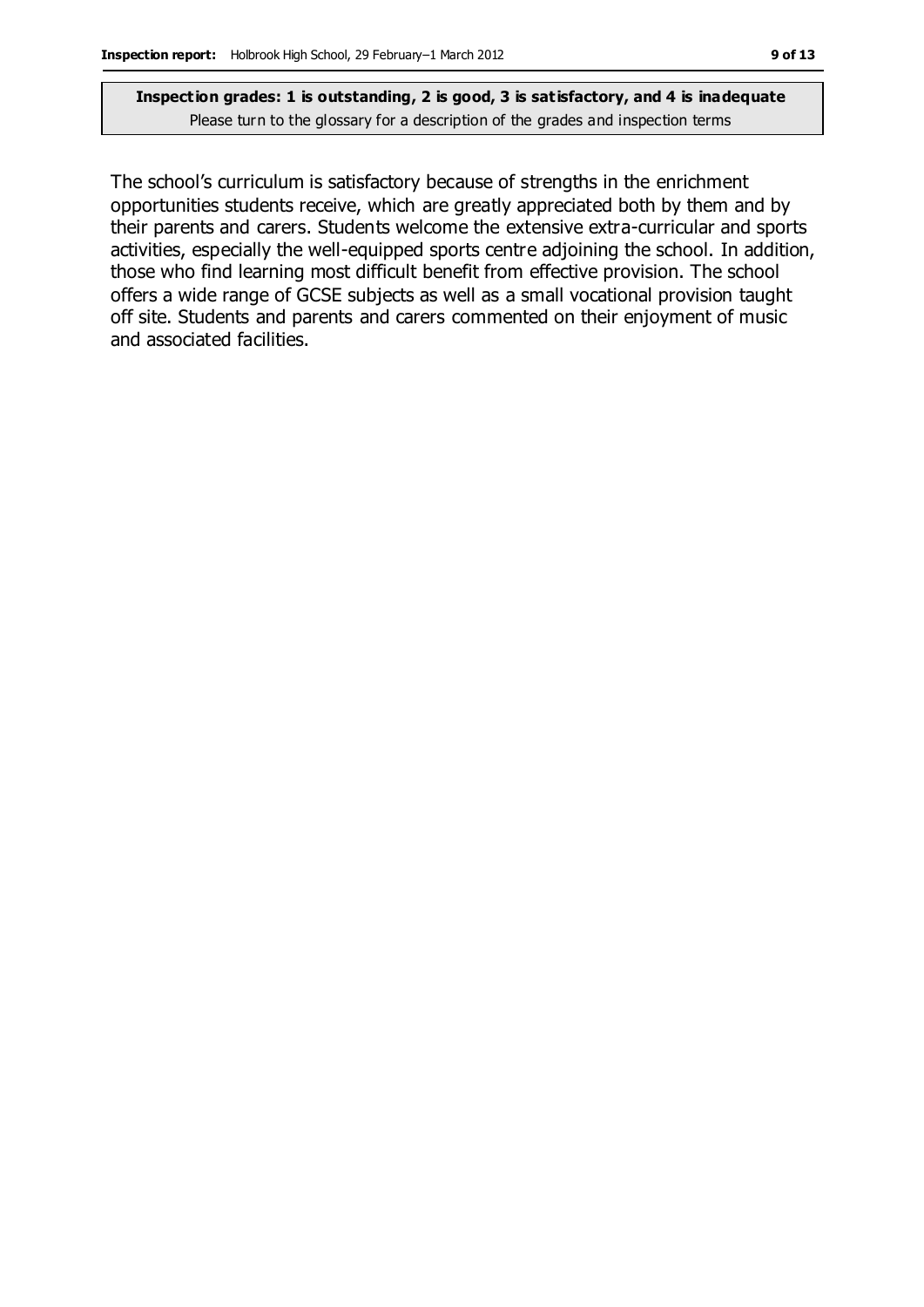**Inspection grades: 1 is outstanding, 2 is good, 3 is satisfactory, and 4 is inadequate**
Please turn to the glossary for a description of the grades and inspection terms

The school's curriculum is satisfactory because of strengths in the enrichment opportunities students receive, which are greatly appreciated both by them and by their parents and carers. Students welcome the extensive extra-curricular and sports activities, especially the well-equipped sports centre adjoining the school. In addition, those who find learning most difficult benefit from effective provision. The school offers a wide range of GCSE subjects as well as a small vocational provision taught off site. Students and parents and carers commented on their enjoyment of music and associated facilities.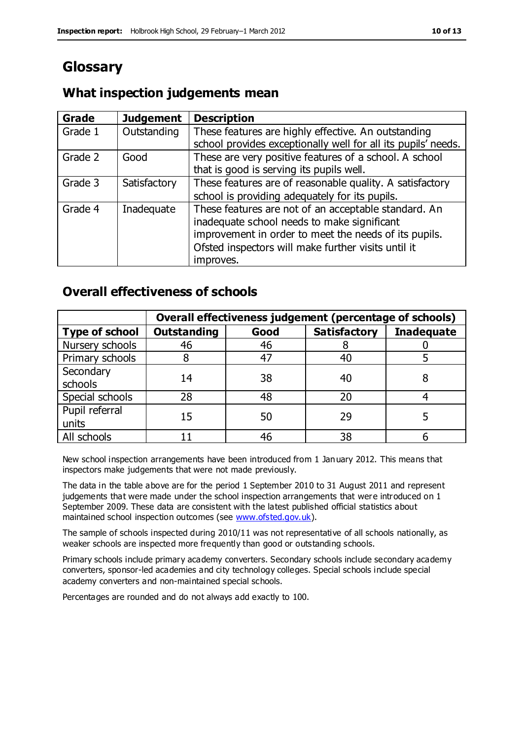# Glossary

## What inspection judgements mean

| Grade | Judgement | Description |
|---|---|---|
| Grade 1 | Outstanding | These features are highly effective. An outstanding school provides exceptionally well for all its pupils' needs. |
| Grade 2 | Good | These are very positive features of a school. A school that is good is serving its pupils well. |
| Grade 3 | Satisfactory | These features are of reasonable quality. A satisfactory school is providing adequately for its pupils. |
| Grade 4 | Inadequate | These features are not of an acceptable standard. An inadequate school needs to make significant improvement in order to meet the needs of its pupils. Ofsted inspectors will make further visits until it improves. |

## Overall effectiveness of schools

| | Overall effectiveness judgement (percentage of schools) | | | |
|---|---|---|---|---|
| **Type of school** | **Outstanding** | **Good** | **Satisfactory** | **Inadequate** |
| Nursery schools | 46 | 46 | 8 | 0 |
| Primary schools | 8 | 47 | 40 | 5 |
| Secondary schools | 14 | 38 | 40 | 8 |
| Special schools | 28 | 48 | 20 | 4 |
| Pupil referral units | 15 | 50 | 29 | 5 |
| All schools | 11 | 46 | 38 | 6 |

New school inspection arrangements have been introduced from 1 January 2012. This means that inspectors make judgements that were not made previously.

The data in the table above are for the period 1 September 2010 to 31 August 2011 and represent judgements that were made under the school inspection arrangements that were introduced on 1 September 2009. These data are consistent with the latest published official statistics about maintained school inspection outcomes (see www.ofsted.gov.uk).

The sample of schools inspected during 2010/11 was not representative of all schools nationally, as weaker schools are inspected more frequently than good or outstanding schools.

Primary schools include primary academy converters. Secondary schools include secondary academy converters, sponsor-led academies and city technology colleges. Special schools include special academy converters and non-maintained special schools.

Percentages are rounded and do not always add exactly to 100.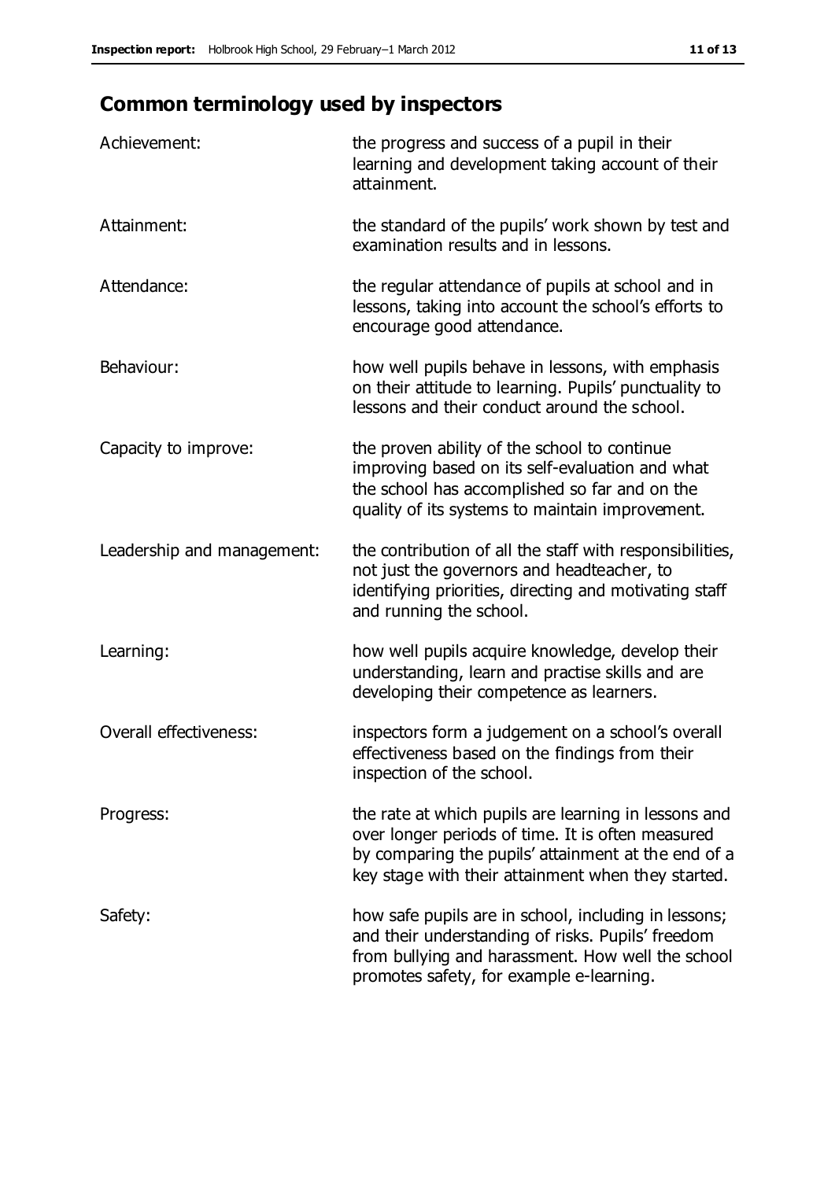## Common terminology used by inspectors

| | |
|---|---|
| Achievement: | the progress and success of a pupil in their learning and development taking account of their attainment. |
| Attainment: | the standard of the pupils' work shown by test and examination results and in lessons. |
| Attendance: | the regular attendance of pupils at school and in lessons, taking into account the school's efforts to encourage good attendance. |
| Behaviour: | how well pupils behave in lessons, with emphasis on their attitude to learning. Pupils' punctuality to lessons and their conduct around the school. |
| Capacity to improve: | the proven ability of the school to continue improving based on its self-evaluation and what the school has accomplished so far and on the quality of its systems to maintain improvement. |
| Leadership and management: | the contribution of all the staff with responsibilities, not just the governors and headteacher, to identifying priorities, directing and motivating staff and running the school. |
| Learning: | how well pupils acquire knowledge, develop their understanding, learn and practise skills and are developing their competence as learners. |
| Overall effectiveness: | inspectors form a judgement on a school's overall effectiveness based on the findings from their inspection of the school. |
| Progress: | the rate at which pupils are learning in lessons and over longer periods of time. It is often measured by comparing the pupils' attainment at the end of a key stage with their attainment when they started. |
| Safety: | how safe pupils are in school, including in lessons; and their understanding of risks. Pupils' freedom from bullying and harassment. How well the school promotes safety, for example e-learning. |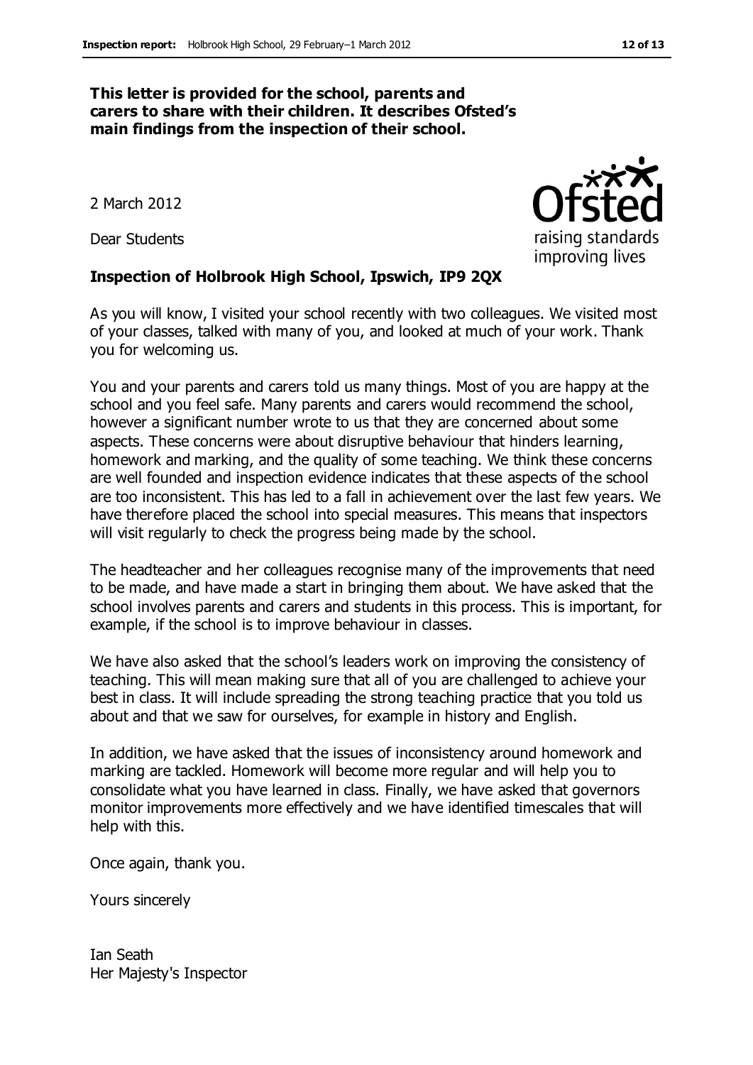**This letter is provided for the school, parents and carers to share with their children. It describes Ofsted's main findings from the inspection of their school.**

2 March 2012

Dear Students

**Inspection of Holbrook High School, Ipswich, IP9 2QX**

As you will know, I visited your school recently with two colleagues. We visited most of your classes, talked with many of you, and looked at much of your work. Thank you for welcoming us.

You and your parents and carers told us many things. Most of you are happy at the school and you feel safe. Many parents and carers would recommend the school, however a significant number wrote to us that they are concerned about some aspects. These concerns were about disruptive behaviour that hinders learning, homework and marking, and the quality of some teaching. We think these concerns are well founded and inspection evidence indicates that these aspects of the school are too inconsistent. This has led to a fall in achievement over the last few years. We have therefore placed the school into special measures. This means that inspectors will visit regularly to check the progress being made by the school.

The headteacher and her colleagues recognise many of the improvements that need to be made, and have made a start in bringing them about. We have asked that the school involves parents and carers and students in this process. This is important, for example, if the school is to improve behaviour in classes.

We have also asked that the school's leaders work on improving the consistency of teaching. This will mean making sure that all of you are challenged to achieve your best in class. It will include spreading the strong teaching practice that you told us about and that we saw for ourselves, for example in history and English.

In addition, we have asked that the issues of inconsistency around homework and marking are tackled. Homework will become more regular and will help you to consolidate what you have learned in class. Finally, we have asked that governors monitor improvements more effectively and we have identified timescales that will help with this.

Once again, thank you.

Yours sincerely

Ian Seath
Her Majesty's Inspector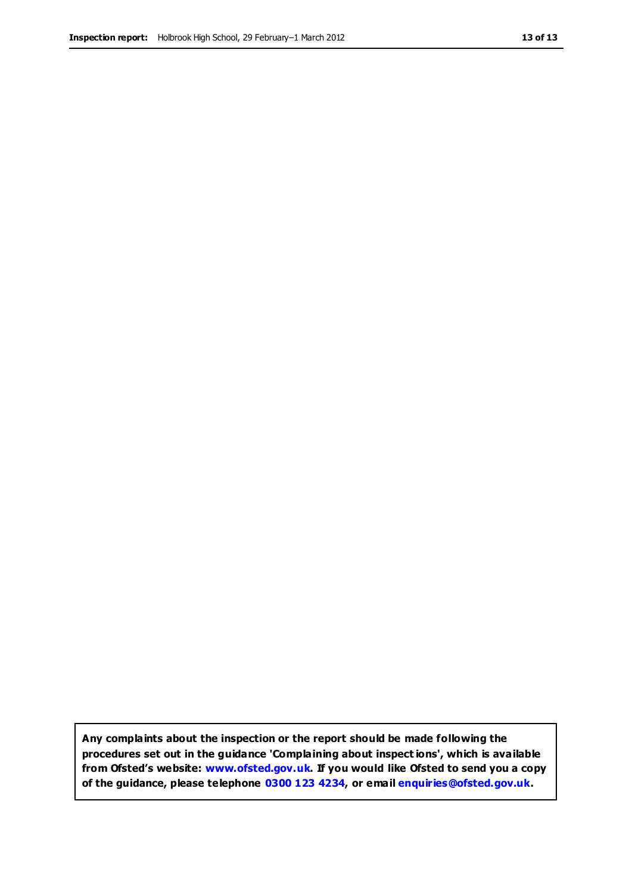**Any complaints about the inspection or the report should be made following the procedures set out in the guidance 'Complaining about inspections', which is available from Ofsted's website: www.ofsted.gov.uk. If you would like Ofsted to send you a copy of the guidance, please telephone 0300 123 4234, or email enquiries@ofsted.gov.uk.**